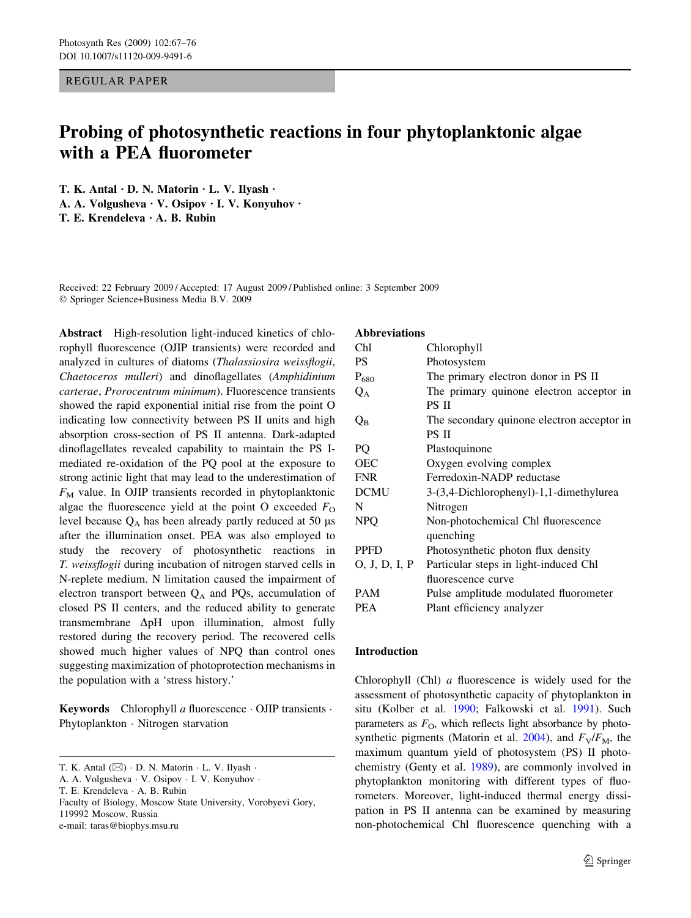REGULAR PAPER

# Probing of photosynthetic reactions in four phytoplanktonic algae with a PEA fluorometer

**T. K. Antal · D. N. Matorin · L. V. Ilyash · A. A. Volgusheva · V. Osipov · I. V. Konyuhov · T. E. Krendeleva · A. B. Rubin**

Received: 22 February 2009 / Accepted: 17 August 2009 / Published online: 3 September 2009
© Springer Science+Business Media B.V. 2009

**Abstract** High-resolution light-induced kinetics of chlorophyll fluorescence (OJIP transients) were recorded and analyzed in cultures of diatoms (*Thalassiosira weissflogii*, *Chaetoceros mulleri*) and dinoflagellates (*Amphidinium carterae*, *Prorocentrum minimum*). Fluorescence transients showed the rapid exponential initial rise from the point O indicating low connectivity between PS II units and high absorption cross-section of PS II antenna. Dark-adapted dinoflagellates revealed capability to maintain the PS I-mediated re-oxidation of the PQ pool at the exposure to strong actinic light that may lead to the underestimation of $F_M$ value. In OJIP transients recorded in phytoplanktonic algae the fluorescence yield at the point O exceeded $F_O$ level because $Q_A$ has been already partly reduced at 50 μs after the illumination onset. PEA was also employed to study the recovery of photosynthetic reactions in *T. weissflogii* during incubation of nitrogen starved cells in N-replete medium. N limitation caused the impairment of electron transport between $Q_A$ and PQs, accumulation of closed PS II centers, and the reduced ability to generate transmembrane ΔpH upon illumination, almost fully restored during the recovery period. The recovered cells showed much higher values of NPQ than control ones suggesting maximization of photoprotection mechanisms in the population with a 'stress history.'

**Keywords** Chlorophyll *a* fluorescence · OJIP transients · Phytoplankton · Nitrogen starvation

T. K. Antal (✉) · D. N. Matorin · L. V. Ilyash · A. A. Volgusheva · V. Osipov · I. V. Konyuhov · T. E. Krendeleva · A. B. Rubin
Faculty of Biology, Moscow State University, Vorobyevi Gory, 119992 Moscow, Russia
e-mail: taras@biophys.msu.ru

**Abbreviations**

| | |
|---|---|
| Chl | Chlorophyll |
| PS | Photosystem |
| $P_{680}$ | The primary electron donor in PS II |
| $Q_A$ | The primary quinone electron acceptor in PS II |
| $Q_B$ | The secondary quinone electron acceptor in PS II |
| PQ | Plastoquinone |
| OEC | Oxygen evolving complex |
| FNR | Ferredoxin-NADP reductase |
| DCMU | 3-(3,4-Dichlorophenyl)-1,1-dimethylurea |
| N | Nitrogen |
| NPQ | Non-photochemical Chl fluorescence quenching |
| PPFD | Photosynthetic photon flux density |
| O, J, D, I, P | Particular steps in light-induced Chl fluorescence curve |
| PAM | Pulse amplitude modulated fluorometer |
| PEA | Plant efficiency analyzer |

## Introduction

Chlorophyll (Chl) *a* fluorescence is widely used for the assessment of photosynthetic capacity of phytoplankton in situ (Kolber et al. 1990; Falkowski et al. 1991). Such parameters as $F_O$, which reflects light absorbance by photosynthetic pigments (Matorin et al. 2004), and $F_V/F_M$, the maximum quantum yield of photosystem (PS) II photochemistry (Genty et al. 1989), are commonly involved in phytoplankton monitoring with different types of fluorometers. Moreover, light-induced thermal energy dissipation in PS II antenna can be examined by measuring non-photochemical Chl fluorescence quenching with a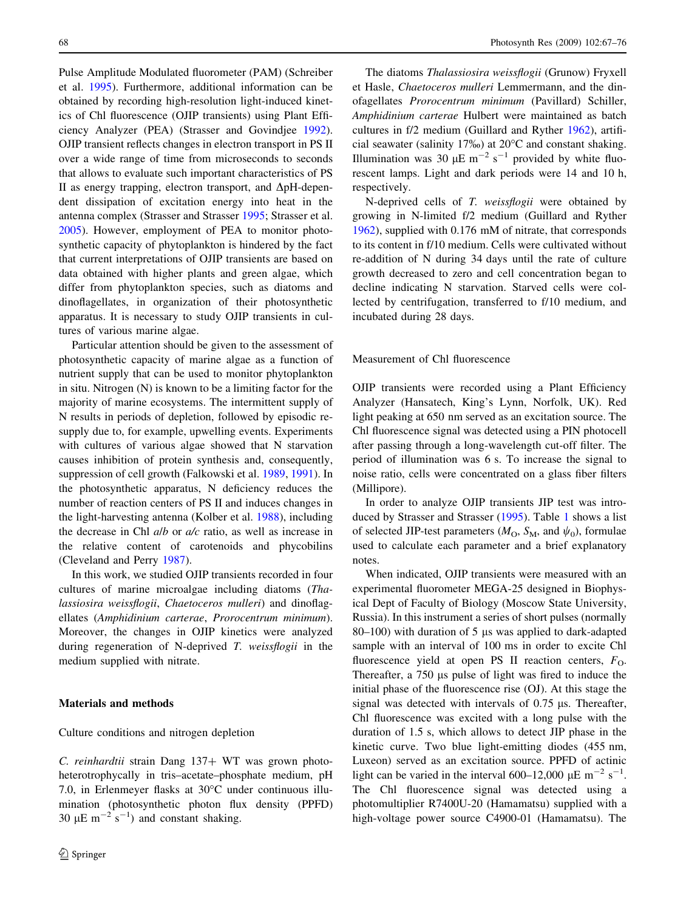Pulse Amplitude Modulated fluorometer (PAM) (Schreiber et al. 1995). Furthermore, additional information can be obtained by recording high-resolution light-induced kinetics of Chl fluorescence (OJIP transients) using Plant Efficiency Analyzer (PEA) (Strasser and Govindjee 1992). OJIP transient reflects changes in electron transport in PS II over a wide range of time from microseconds to seconds that allows to evaluate such important characteristics of PS II as energy trapping, electron transport, and ΔpH-dependent dissipation of excitation energy into heat in the antenna complex (Strasser and Strasser 1995; Strasser et al. 2005). However, employment of PEA to monitor photosynthetic capacity of phytoplankton is hindered by the fact that current interpretations of OJIP transients are based on data obtained with higher plants and green algae, which differ from phytoplankton species, such as diatoms and dinoflagellates, in organization of their photosynthetic apparatus. It is necessary to study OJIP transients in cultures of various marine algae.

Particular attention should be given to the assessment of photosynthetic capacity of marine algae as a function of nutrient supply that can be used to monitor phytoplankton in situ. Nitrogen (N) is known to be a limiting factor for the majority of marine ecosystems. The intermittent supply of N results in periods of depletion, followed by episodic resupply due to, for example, upwelling events. Experiments with cultures of various algae showed that N starvation causes inhibition of protein synthesis and, consequently, suppression of cell growth (Falkowski et al. 1989, 1991). In the photosynthetic apparatus, N deficiency reduces the number of reaction centers of PS II and induces changes in the light-harvesting antenna (Kolber et al. 1988), including the decrease in Chl *a/b* or *a/c* ratio, as well as increase in the relative content of carotenoids and phycobilins (Cleveland and Perry 1987).

In this work, we studied OJIP transients recorded in four cultures of marine microalgae including diatoms (*Thalassiosira weissflogii*, *Chaetoceros mulleri*) and dinoflagellates (*Amphidinium carterae*, *Prorocentrum minimum*). Moreover, the changes in OJIP kinetics were analyzed during regeneration of N-deprived *T. weissflogii* in the medium supplied with nitrate.

## Materials and methods

### Culture conditions and nitrogen depletion

*C. reinhardtii* strain Dang 137+ WT was grown photoheterotrophycally in tris–acetate–phosphate medium, pH 7.0, in Erlenmeyer flasks at 30°C under continuous illumination (photosynthetic photon flux density (PPFD) 30 μE $m^{-2}$ $s^{-1}$) and constant shaking.

The diatoms *Thalassiosira weissflogii* (Grunow) Fryxell et Hasle, *Chaetoceros mulleri* Lemmermann, and the dinofagellates *Prorocentrum minimum* (Pavillard) Schiller, *Amphidinium carterae* Hulbert were maintained as batch cultures in f/2 medium (Guillard and Ryther 1962), artificial seawater (salinity 17‰) at 20°C and constant shaking. Illumination was 30 μE $m^{-2}$ $s^{-1}$ provided by white fluorescent lamps. Light and dark periods were 14 and 10 h, respectively.

N-deprived cells of *T. weissflogii* were obtained by growing in N-limited f/2 medium (Guillard and Ryther 1962), supplied with 0.176 mM of nitrate, that corresponds to its content in f/10 medium. Cells were cultivated without re-addition of N during 34 days until the rate of culture growth decreased to zero and cell concentration began to decline indicating N starvation. Starved cells were collected by centrifugation, transferred to f/10 medium, and incubated during 28 days.

### Measurement of Chl fluorescence

OJIP transients were recorded using a Plant Efficiency Analyzer (Hansatech, King's Lynn, Norfolk, UK). Red light peaking at 650 nm served as an excitation source. The Chl fluorescence signal was detected using a PIN photocell after passing through a long-wavelength cut-off filter. The period of illumination was 6 s. To increase the signal to noise ratio, cells were concentrated on a glass fiber filters (Millipore).

In order to analyze OJIP transients JIP test was introduced by Strasser and Strasser (1995). Table 1 shows a list of selected JIP-test parameters ($M_O$, $S_M$, and $\psi_0$), formulae used to calculate each parameter and a brief explanatory notes.

When indicated, OJIP transients were measured with an experimental fluorometer MEGA-25 designed in Biophysical Dept of Faculty of Biology (Moscow State University, Russia). In this instrument a series of short pulses (normally 80–100) with duration of 5 μs was applied to dark-adapted sample with an interval of 100 ms in order to excite Chl fluorescence yield at open PS II reaction centers, $F_O$. Thereafter, a 750 μs pulse of light was fired to induce the initial phase of the fluorescence rise (OJ). At this stage the signal was detected with intervals of 0.75 μs. Thereafter, Chl fluorescence was excited with a long pulse with the duration of 1.5 s, which allows to detect JIP phase in the kinetic curve. Two blue light-emitting diodes (455 nm, Luxeon) served as an excitation source. PPFD of actinic light can be varied in the interval 600–12,000 μE $m^{-2}$ $s^{-1}$. The Chl fluorescence signal was detected using a photomultiplier R7400U-20 (Hamamatsu) supplied with a high-voltage power source C4900-01 (Hamamatsu). The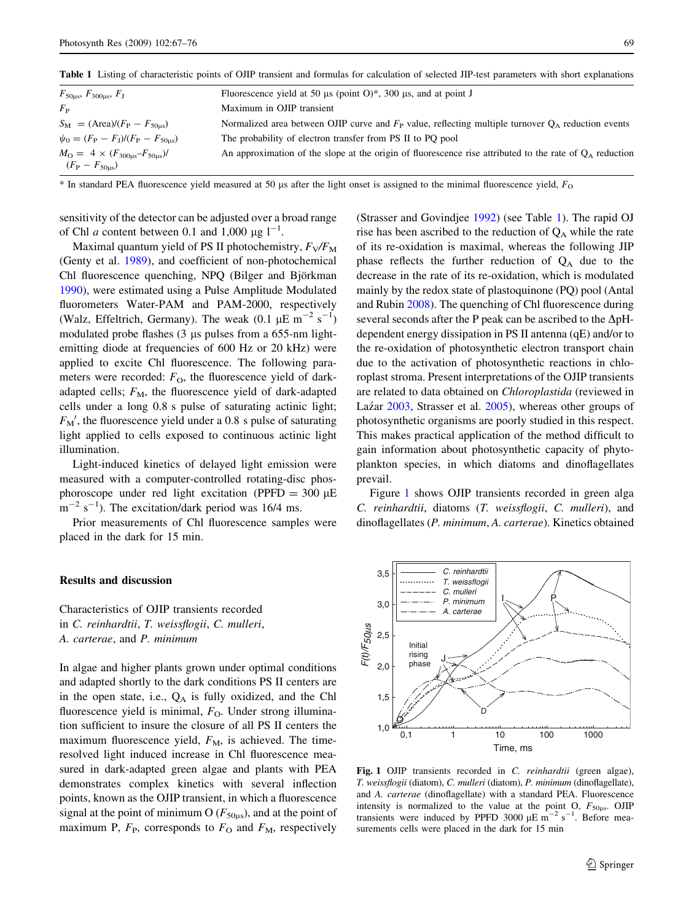**Table 1** Listing of characteristic points of OJIP transient and formulas for calculation of selected JIP-test parameters with short explanations

| | |
|---|---|
| $F_{50\mu s}$, $F_{300\mu s}$, $F_J$ | Fluorescence yield at 50 μs (point O)*, 300 μs, and at point J |
| $F_P$ | Maximum in OJIP transient |
| $S_M = (\text{Area})/(F_P - F_{50\mu s})$ | Normalized area between OJIP curve and $F_P$ value, reflecting multiple turnover $Q_A$ reduction events |
| $\psi_0 = (F_P - F_J)/(F_P - F_{50\mu s})$ | The probability of electron transfer from PS II to PQ pool |
| $M_O = 4 \times (F_{300\mu s} - F_{50\mu s})/(F_P - F_{50\mu s})$ | An approximation of the slope at the origin of fluorescence rise attributed to the rate of $Q_A$ reduction |

\* In standard PEA fluorescence yield measured at 50 μs after the light onset is assigned to the minimal fluorescence yield, $F_O$

sensitivity of the detector can be adjusted over a broad range of Chl *a* content between 0.1 and 1,000 μg $l^{-1}$.

Maximal quantum yield of PS II photochemistry, $F_V/F_M$ (Genty et al. 1989), and coefficient of non-photochemical Chl fluorescence quenching, NPQ (Bilger and Björkman 1990), were estimated using a Pulse Amplitude Modulated fluorometers Water-PAM and PAM-2000, respectively (Walz, Effeltrich, Germany). The weak (0.1 μE $m^{-2}$ $s^{-1}$) modulated probe flashes (3 μs pulses from a 655-nm light-emitting diode at frequencies of 600 Hz or 20 kHz) were applied to excite Chl fluorescence. The following parameters were recorded: $F_O$, the fluorescence yield of dark-adapted cells; $F_M$, the fluorescence yield of dark-adapted cells under a long 0.8 s pulse of saturating actinic light; $F_M'$, the fluorescence yield under a 0.8 s pulse of saturating light applied to cells exposed to continuous actinic light illumination.

Light-induced kinetics of delayed light emission were measured with a computer-controlled rotating-disc phosphoroscope under red light excitation (PPFD = 300 μE $m^{-2}$ $s^{-1}$). The excitation/dark period was 16/4 ms.

Prior measurements of Chl fluorescence samples were placed in the dark for 15 min.

## Results and discussion

### Characteristics of OJIP transients recorded in *C. reinhardtii*, *T. weissflogii*, *C. mulleri*, *A. carterae*, and *P. minimum*

In algae and higher plants grown under optimal conditions and adapted shortly to the dark conditions PS II centers are in the open state, i.e., $Q_A$ is fully oxidized, and the Chl fluorescence yield is minimal, $F_O$. Under strong illumination sufficient to insure the closure of all PS II centers the maximum fluorescence yield, $F_M$, is achieved. The time-resolved light induced increase in Chl fluorescence measured in dark-adapted green algae and plants with PEA demonstrates complex kinetics with several inflection points, known as the OJIP transient, in which a fluorescence signal at the point of minimum O ($F_{50\mu s}$), and at the point of maximum P, $F_P$, corresponds to $F_O$ and $F_M$, respectively (Strasser and Govindjee 1992) (see Table 1). The rapid OJ rise has been ascribed to the reduction of $Q_A$ while the rate of its re-oxidation is maximal, whereas the following JIP phase reflects the further reduction of $Q_A$ due to the decrease in the rate of its re-oxidation, which is modulated mainly by the redox state of plastoquinone (PQ) pool (Antal and Rubin 2008). The quenching of Chl fluorescence during several seconds after the P peak can be ascribed to the ΔpH-dependent energy dissipation in PS II antenna (qE) and/or to the re-oxidation of photosynthetic electron transport chain due to the activation of photosynthetic reactions in chloroplast stroma. Present interpretations of the OJIP transients are related to data obtained on *Chloroplastida* (reviewed in Laźar 2003, Strasser et al. 2005), whereas other groups of photosynthetic organisms are poorly studied in this respect. This makes practical application of the method difficult to gain information about photosynthetic capacity of phytoplankton species, in which diatoms and dinoflagellates prevail.

Figure 1 shows OJIP transients recorded in green alga *C. reinhardtii*, diatoms (*T. weissflogii*, *C. mulleri*), and dinoflagellates (*P. minimum*, *A. carterae*). Kinetics obtained

**Fig. 1** OJIP transients recorded in *C. reinhardtii* (green algae), *T. weissflogii* (diatom), *C. mulleri* (diatom), *P. minimum* (dinoflagellate), and *A. carterae* (dinoflagellate) with a standard PEA. Fluorescence intensity is normalized to the value at the point O, $F_{50\mu s}$. OJIP transients were induced by PPFD 3000 μE $m^{-2}$ $s^{-1}$. Before measurements cells were placed in the dark for 15 min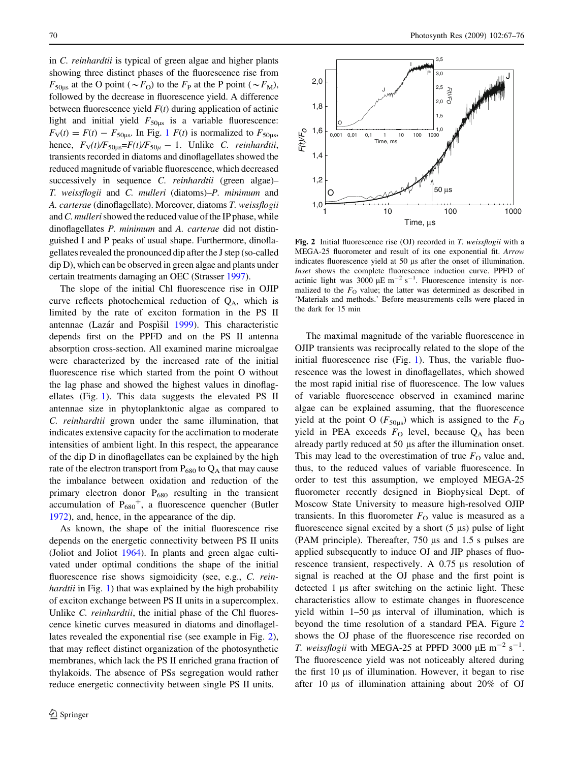in *C. reinhardtii* is typical of green algae and higher plants showing three distinct phases of the fluorescence rise from $F_{50\mu s}$ at the O point ($\sim F_O$) to the $F_P$ at the P point ($\sim F_M$), followed by the decrease in fluorescence yield. A difference between fluorescence yield $F(t)$ during application of actinic light and initial yield $F_{50\mu s}$ is a variable fluorescence: $F_V(t) = F(t) - F_{50\mu s}$. In Fig. 1 $F(t)$ is normalized to $F_{50\mu s}$, hence, $F_V(t)/F_{50\mu s}$=$F(t)/F_{50\mu}$ − 1. Unlike *C. reinhardtii*, transients recorded in diatoms and dinoflagellates showed the reduced magnitude of variable fluorescence, which decreased successively in sequence *C. reinhardtii* (green algae)–*T. weissflogii* and *C. mulleri* (diatoms)–*P. minimum* and *A. carterae* (dinoflagellate). Moreover, diatoms *T. weissflogii* and *C. mulleri* showed the reduced value of the IP phase, while dinoflagellates *P. minimum* and *A. carterae* did not distinguished I and P peaks of usual shape. Furthermore, dinoflagellates revealed the pronounced dip after the J step (so-called dip D), which can be observed in green algae and plants under certain treatments damaging an OEC (Strasser 1997).

The slope of the initial Chl fluorescence rise in OJIP curve reflects photochemical reduction of $Q_A$, which is limited by the rate of exciton formation in the PS II antennae (Lazár and Pospìšil 1999). This characteristic depends first on the PPFD and on the PS II antenna absorption cross-section. All examined marine microalgae were characterized by the increased rate of the initial fluorescence rise which started from the point O without the lag phase and showed the highest values in dinoflagellates (Fig. 1). This data suggests the elevated PS II antennae size in phytoplanktonic algae as compared to *C. reinhardtii* grown under the same illumination, that indicates extensive capacity for the acclimation to moderate intensities of ambient light. In this respect, the appearance of the dip D in dinoflagellates can be explained by the high rate of the electron transport from $P_{680}$ to $Q_A$ that may cause the imbalance between oxidation and reduction of the primary electron donor $P_{680}$ resulting in the transient accumulation of $P_{680}{}^{+}$, a fluorescence quencher (Butler 1972), and, hence, in the appearance of the dip.

As known, the shape of the initial fluorescence rise depends on the energetic connectivity between PS II units (Joliot and Joliot 1964). In plants and green algae cultivated under optimal conditions the shape of the initial fluorescence rise shows sigmoidicity (see, e.g., *C. reinhardtii* in Fig. 1) that was explained by the high probability of exciton exchange between PS II units in a supercomplex. Unlike *C. reinhardtii*, the initial phase of the Chl fluorescence kinetic curves measured in diatoms and dinoflagellates revealed the exponential rise (see example in Fig. 2), that may reflect distinct organization of the photosynthetic membranes, which lack the PS II enriched grana fraction of thylakoids. The absence of PSs segregation would rather reduce energetic connectivity between single PS II units.

**Fig. 2** Initial fluorescence rise (OJ) recorded in *T. weissflogii* with a MEGA-25 fluorometer and result of its one exponential fit. *Arrow* indicates fluorescence yield at 50 μs after the onset of illumination. *Inset* shows the complete fluorescence induction curve. PPFD of actinic light was 3000 μE m$^{-2}$ s$^{-1}$. Fluorescence intensity is normalized to the $F_O$ value; the latter was determined as described in 'Materials and methods.' Before measurements cells were placed in the dark for 15 min

The maximal magnitude of the variable fluorescence in OJIP transients was reciprocally related to the slope of the initial fluorescence rise (Fig. 1). Thus, the variable fluorescence was the lowest in dinoflagellates, which showed the most rapid initial rise of fluorescence. The low values of variable fluorescence observed in examined marine algae can be explained assuming, that the fluorescence yield at the point O ($F_{50\mu s}$) which is assigned to the $F_O$ yield in PEA exceeds $F_O$ level, because $Q_A$ has been already partly reduced at 50 μs after the illumination onset. This may lead to the overestimation of true $F_O$ value and, thus, to the reduced values of variable fluorescence. In order to test this assumption, we employed MEGA-25 fluorometer recently designed in Biophysical Dept. of Moscow State University to measure high-resolved OJIP transients. In this fluorometer $F_O$ value is measured as a fluorescence signal excited by a short (5 μs) pulse of light (PAM principle). Thereafter, 750 μs and 1.5 s pulses are applied subsequently to induce OJ and JIP phases of fluorescence transient, respectively. A 0.75 μs resolution of signal is reached at the OJ phase and the first point is detected 1 μs after switching on the actinic light. These characteristics allow to estimate changes in fluorescence yield within 1–50 μs interval of illumination, which is beyond the time resolution of a standard PEA. Figure 2 shows the OJ phase of the fluorescence rise recorded on *T. weissflogii* with MEGA-25 at PPFD 3000 μE m$^{-2}$ s$^{-1}$. The fluorescence yield was not noticeably altered during the first 10 μs of illumination. However, it began to rise after 10 μs of illumination attaining about 20% of OJ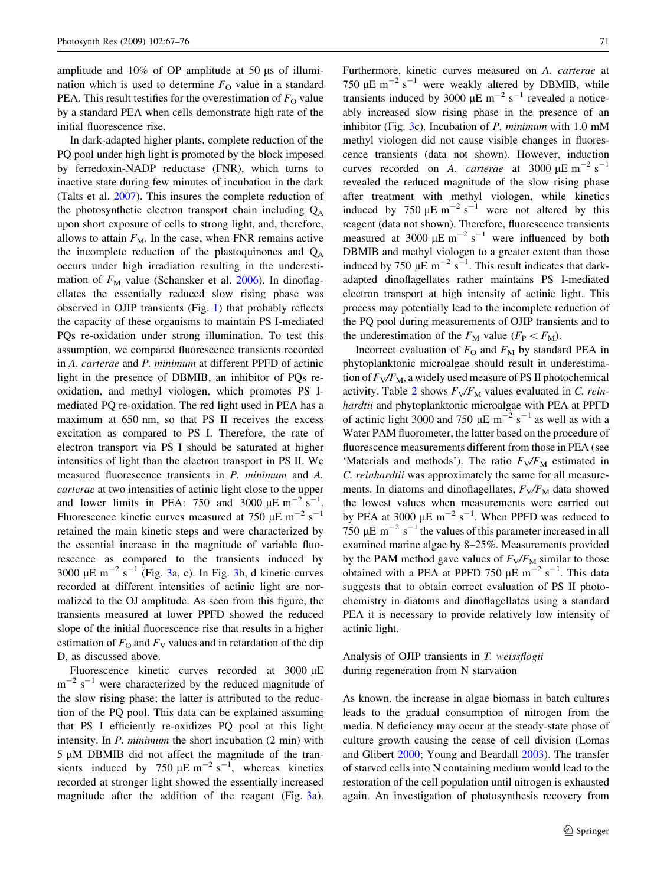amplitude and 10% of OP amplitude at 50 μs of illumination which is used to determine $F_O$ value in a standard PEA. This result testifies for the overestimation of $F_O$ value by a standard PEA when cells demonstrate high rate of the initial fluorescence rise.

In dark-adapted higher plants, complete reduction of the PQ pool under high light is promoted by the block imposed by ferredoxin-NADP reductase (FNR), which turns to inactive state during few minutes of incubation in the dark (Talts et al. 2007). This insures the complete reduction of the photosynthetic electron transport chain including $Q_A$ upon short exposure of cells to strong light, and, therefore, allows to attain $F_M$. In the case, when FNR remains active the incomplete reduction of the plastoquinones and $Q_A$ occurs under high irradiation resulting in the underestimation of $F_M$ value (Schansker et al. 2006). In dinoflagellates the essentially reduced slow rising phase was observed in OJIP transients (Fig. 1) that probably reflects the capacity of these organisms to maintain PS I-mediated PQs re-oxidation under strong illumination. To test this assumption, we compared fluorescence transients recorded in *A. carterae* and *P. minimum* at different PPFD of actinic light in the presence of DBMIB, an inhibitor of PQs re-oxidation, and methyl viologen, which promotes PS I-mediated PQ re-oxidation. The red light used in PEA has a maximum at 650 nm, so that PS II receives the excess excitation as compared to PS I. Therefore, the rate of electron transport via PS I should be saturated at higher intensities of light than the electron transport in PS II. We measured fluorescence transients in *P. minimum* and *A. carterae* at two intensities of actinic light close to the upper and lower limits in PEA: 750 and 3000 μE $m^{-2}$ $s^{-1}$. Fluorescence kinetic curves measured at 750 μE $m^{-2}$ $s^{-1}$ retained the main kinetic steps and were characterized by the essential increase in the magnitude of variable fluorescence as compared to the transients induced by 3000 μE $m^{-2}$ $s^{-1}$ (Fig. 3a, c). In Fig. 3b, d kinetic curves recorded at different intensities of actinic light are normalized to the OJ amplitude. As seen from this figure, the transients measured at lower PPFD showed the reduced slope of the initial fluorescence rise that results in a higher estimation of $F_O$ and $F_V$ values and in retardation of the dip D, as discussed above.

Fluorescence kinetic curves recorded at 3000 μE $m^{-2}$ $s^{-1}$ were characterized by the reduced magnitude of the slow rising phase; the latter is attributed to the reduction of the PQ pool. This data can be explained assuming that PS I efficiently re-oxidizes PQ pool at this light intensity. In *P. minimum* the short incubation (2 min) with 5 μM DBMIB did not affect the magnitude of the transients induced by 750 μE $m^{-2}$ $s^{-1}$, whereas kinetics recorded at stronger light showed the essentially increased magnitude after the addition of the reagent (Fig. 3a). Furthermore, kinetic curves measured on *A. carterae* at 750 μE $m^{-2}$ $s^{-1}$ were weakly altered by DBMIB, while transients induced by 3000 μE $m^{-2}$ $s^{-1}$ revealed a noticeably increased slow rising phase in the presence of an inhibitor (Fig. 3c). Incubation of *P. minimum* with 1.0 mM methyl viologen did not cause visible changes in fluorescence transients (data not shown). However, induction curves recorded on *A. carterae* at 3000 μE $m^{-2}$ $s^{-1}$ revealed the reduced magnitude of the slow rising phase after treatment with methyl viologen, while kinetics induced by 750 μE $m^{-2}$ $s^{-1}$ were not altered by this reagent (data not shown). Therefore, fluorescence transients measured at 3000 μE $m^{-2}$ $s^{-1}$ were influenced by both DBMIB and methyl viologen to a greater extent than those induced by 750 μE $m^{-2}$ $s^{-1}$. This result indicates that dark-adapted dinoflagellates rather maintains PS I-mediated electron transport at high intensity of actinic light. This process may potentially lead to the incomplete reduction of the PQ pool during measurements of OJIP transients and to the underestimation of the $F_M$ value ($F_P < F_M$).

Incorrect evaluation of $F_O$ and $F_M$ by standard PEA in phytoplanktonic microalgae should result in underestimation of $F_V/F_M$, a widely used measure of PS II photochemical activity. Table 2 shows $F_V/F_M$ values evaluated in *C. reinhardtii* and phytoplanktonic microalgae with PEA at PPFD of actinic light 3000 and 750 μE $m^{-2}$ $s^{-1}$ as well as with a Water PAM fluorometer, the latter based on the procedure of fluorescence measurements different from those in PEA (see 'Materials and methods'). The ratio $F_V/F_M$ estimated in *C. reinhardtii* was approximately the same for all measurements. In diatoms and dinoflagellates, $F_V/F_M$ data showed the lowest values when measurements were carried out by PEA at 3000 μE $m^{-2}$ $s^{-1}$. When PPFD was reduced to 750 μE $m^{-2}$ $s^{-1}$ the values of this parameter increased in all examined marine algae by 8–25%. Measurements provided by the PAM method gave values of $F_V/F_M$ similar to those obtained with a PEA at PPFD 750 μE $m^{-2}$ $s^{-1}$. This data suggests that to obtain correct evaluation of PS II photochemistry in diatoms and dinoflagellates using a standard PEA it is necessary to provide relatively low intensity of actinic light.

### Analysis of OJIP transients in *T. weissflogii* during regeneration from N starvation

As known, the increase in algae biomass in batch cultures leads to the gradual consumption of nitrogen from the media. N deficiency may occur at the steady-state phase of culture growth causing the cease of cell division (Lomas and Glibert 2000; Young and Beardall 2003). The transfer of starved cells into N containing medium would lead to the restoration of the cell population until nitrogen is exhausted again. An investigation of photosynthesis recovery from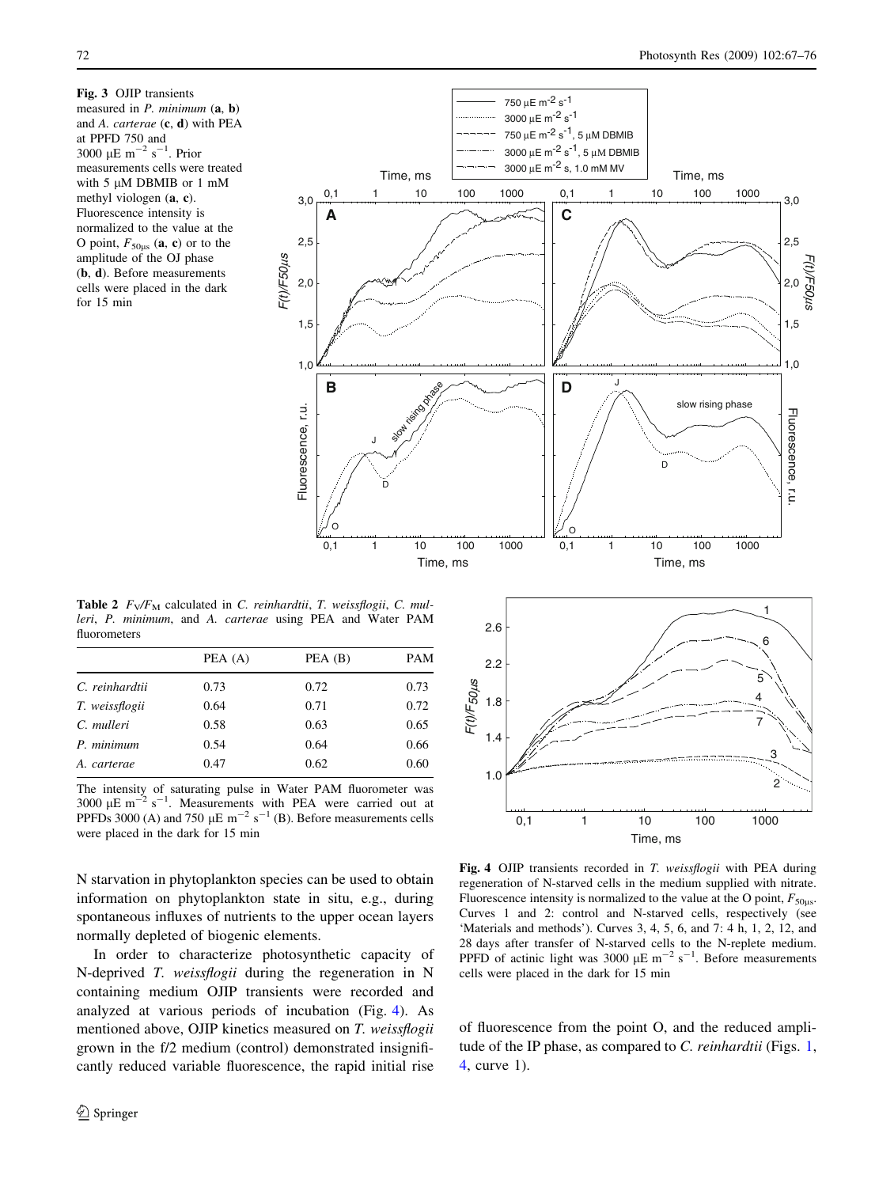**Fig. 3** OJIP transients measured in *P. minimum* (**a**, **b**) and *A. carterae* (**c**, **d**) with PEA at PPFD 750 and 3000 μE m$^{-2}$ s$^{-1}$. Prior measurements cells were treated with 5 μM DBMIB or 1 mM methyl viologen (**a**, **c**). Fluorescence intensity is normalized to the value at the O point, $F_{50\mu s}$ (**a**, **c**) or to the amplitude of the OJ phase (**b**, **d**). Before measurements cells were placed in the dark for 15 min

**Table 2** $F_V/F_M$ calculated in *C. reinhardtii*, *T. weissflogii*, *C. mulleri*, *P. minimum*, and *A. carterae* using PEA and Water PAM fluorometers

| | PEA (A) | PEA (B) | PAM |
|---|---|---|---|
| *C. reinhardtii* | 0.73 | 0.72 | 0.73 |
| *T. weissflogii* | 0.64 | 0.71 | 0.72 |
| *C. mulleri* | 0.58 | 0.63 | 0.65 |
| *P. minimum* | 0.54 | 0.64 | 0.66 |
| *A. carterae* | 0.47 | 0.62 | 0.60 |

The intensity of saturating pulse in Water PAM fluorometer was 3000 μE m$^{-2}$ s$^{-1}$. Measurements with PEA were carried out at PPFDs 3000 (A) and 750 μE m$^{-2}$ s$^{-1}$ (B). Before measurements cells were placed in the dark for 15 min

N starvation in phytoplankton species can be used to obtain information on phytoplankton state in situ, e.g., during spontaneous influxes of nutrients to the upper ocean layers normally depleted of biogenic elements.

In order to characterize photosynthetic capacity of N-deprived *T. weissflogii* during the regeneration in N containing medium OJIP transients were recorded and analyzed at various periods of incubation (Fig. 4). As mentioned above, OJIP kinetics measured on *T. weissflogii* grown in the f/2 medium (control) demonstrated insignificantly reduced variable fluorescence, the rapid initial rise of fluorescence from the point O, and the reduced amplitude of the IP phase, as compared to *C. reinhardtii* (Figs. 1, 4, curve 1).

**Fig. 4** OJIP transients recorded in *T. weissflogii* with PEA during regeneration of N-starved cells in the medium supplied with nitrate. Fluorescence intensity is normalized to the value at the O point, $F_{50\mu s}$. Curves 1 and 2: control and N-starved cells, respectively (see 'Materials and methods'). Curves 3, 4, 5, 6, and 7: 4 h, 1, 2, 12, and 28 days after transfer of N-starved cells to the N-replete medium. PPFD of actinic light was 3000 μE m$^{-2}$ s$^{-1}$. Before measurements cells were placed in the dark for 15 min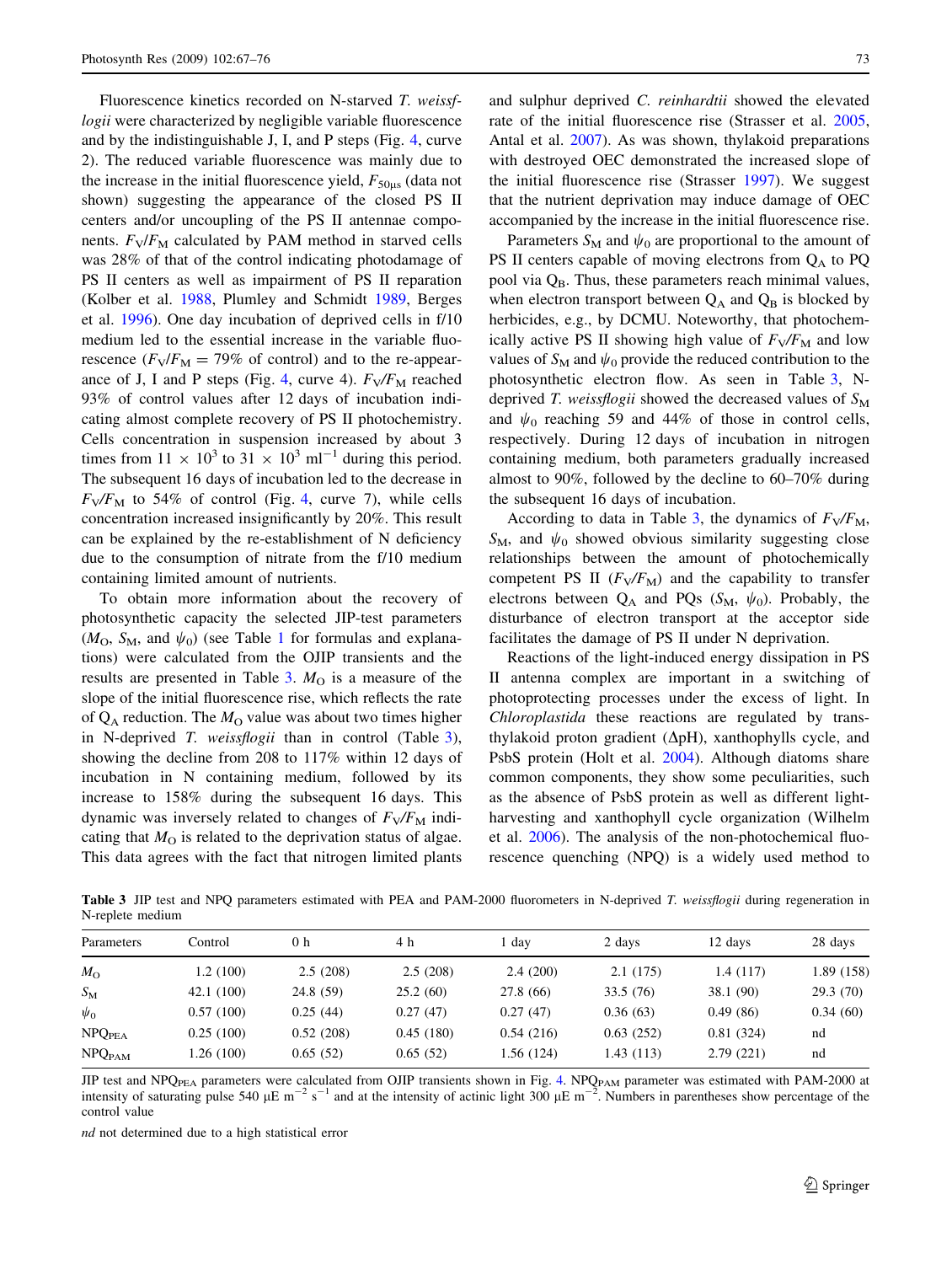Fluorescence kinetics recorded on N-starved *T. weissflogii* were characterized by negligible variable fluorescence and by the indistinguishable J, I, and P steps (Fig. 4, curve 2). The reduced variable fluorescence was mainly due to the increase in the initial fluorescence yield, $F_{50\mu s}$ (data not shown) suggesting the appearance of the closed PS II centers and/or uncoupling of the PS II antennae components. $F_V/F_M$ calculated by PAM method in starved cells was 28% of that of the control indicating photodamage of PS II centers as well as impairment of PS II reparation (Kolber et al. 1988, Plumley and Schmidt 1989, Berges et al. 1996). One day incubation of deprived cells in f/10 medium led to the essential increase in the variable fluorescence ($F_V/F_M$ = 79% of control) and to the re-appearance of J, I and P steps (Fig. 4, curve 4). $F_V/F_M$ reached 93% of control values after 12 days of incubation indicating almost complete recovery of PS II photochemistry. Cells concentration in suspension increased by about 3 times from $11 \times 10^3$ to $31 \times 10^3$ ml$^{-1}$ during this period. The subsequent 16 days of incubation led to the decrease in $F_V/F_M$ to 54% of control (Fig. 4, curve 7), while cells concentration increased insignificantly by 20%. This result can be explained by the re-establishment of N deficiency due to the consumption of nitrate from the f/10 medium containing limited amount of nutrients.

To obtain more information about the recovery of photosynthetic capacity the selected JIP-test parameters ($M_O$, $S_M$, and $\psi_0$) (see Table 1 for formulas and explanations) were calculated from the OJIP transients and the results are presented in Table 3. $M_O$ is a measure of the slope of the initial fluorescence rise, which reflects the rate of $Q_A$ reduction. The $M_O$ value was about two times higher in N-deprived *T. weissflogii* than in control (Table 3), showing the decline from 208 to 117% within 12 days of incubation in N containing medium, followed by its increase to 158% during the subsequent 16 days. This dynamic was inversely related to changes of $F_V/F_M$ indicating that $M_O$ is related to the deprivation status of algae. This data agrees with the fact that nitrogen limited plants and sulphur deprived *C. reinhardtii* showed the elevated rate of the initial fluorescence rise (Strasser et al. 2005, Antal et al. 2007). As was shown, thylakoid preparations with destroyed OEC demonstrated the increased slope of the initial fluorescence rise (Strasser 1997). We suggest that the nutrient deprivation may induce damage of OEC accompanied by the increase in the initial fluorescence rise.

Parameters $S_M$ and $\psi_0$ are proportional to the amount of PS II centers capable of moving electrons from $Q_A$ to PQ pool via $Q_B$. Thus, these parameters reach minimal values, when electron transport between $Q_A$ and $Q_B$ is blocked by herbicides, e.g., by DCMU. Noteworthy, that photochemically active PS II showing high value of $F_V/F_M$ and low values of $S_M$ and $\psi_0$ provide the reduced contribution to the photosynthetic electron flow. As seen in Table 3, N-deprived *T. weissflogii* showed the decreased values of $S_M$ and $\psi_0$ reaching 59 and 44% of those in control cells, respectively. During 12 days of incubation in nitrogen containing medium, both parameters gradually increased almost to 90%, followed by the decline to 60–70% during the subsequent 16 days of incubation.

According to data in Table 3, the dynamics of $F_V/F_M$, $S_M$, and $\psi_0$ showed obvious similarity suggesting close relationships between the amount of photochemically competent PS II ($F_V/F_M$) and the capability to transfer electrons between $Q_A$ and PQs ($S_M$, $\psi_0$). Probably, the disturbance of electron transport at the acceptor side facilitates the damage of PS II under N deprivation.

Reactions of the light-induced energy dissipation in PS II antenna complex are important in a switching of photoprotecting processes under the excess of light. In *Chloroplastida* these reactions are regulated by trans-thylakoid proton gradient (ΔpH), xanthophylls cycle, and PsbS protein (Holt et al. 2004). Although diatoms share common components, they show some peculiarities, such as the absence of PsbS protein as well as different light-harvesting and xanthophyll cycle organization (Wilhelm et al. 2006). The analysis of the non-photochemical fluorescence quenching (NPQ) is a widely used method to

**Table 3** JIP test and NPQ parameters estimated with PEA and PAM-2000 fluorometers in N-deprived *T. weissflogii* during regeneration in N-replete medium

| Parameters | Control | 0 h | 4 h | 1 day | 2 days | 12 days | 28 days |
|---|---|---|---|---|---|---|---|
| $M_O$ | 1.2 (100) | 2.5 (208) | 2.5 (208) | 2.4 (200) | 2.1 (175) | 1.4 (117) | 1.89 (158) |
| $S_M$ | 42.1 (100) | 24.8 (59) | 25.2 (60) | 27.8 (66) | 33.5 (76) | 38.1 (90) | 29.3 (70) |
| $\psi_0$ | 0.57 (100) | 0.25 (44) | 0.27 (47) | 0.27 (47) | 0.36 (63) | 0.49 (86) | 0.34 (60) |
| $NPQ_{PEA}$ | 0.25 (100) | 0.52 (208) | 0.45 (180) | 0.54 (216) | 0.63 (252) | 0.81 (324) | nd |
| $NPQ_{PAM}$ | 1.26 (100) | 0.65 (52) | 0.65 (52) | 1.56 (124) | 1.43 (113) | 2.79 (221) | nd |

JIP test and $NPQ_{PEA}$ parameters were calculated from OJIP transients shown in Fig. 4. $NPQ_{PAM}$ parameter was estimated with PAM-2000 at intensity of saturating pulse 540 μE m$^{-2}$ s$^{-1}$ and at the intensity of actinic light 300 μE m$^{-2}$. Numbers in parentheses show percentage of the control value

*nd* not determined due to a high statistical error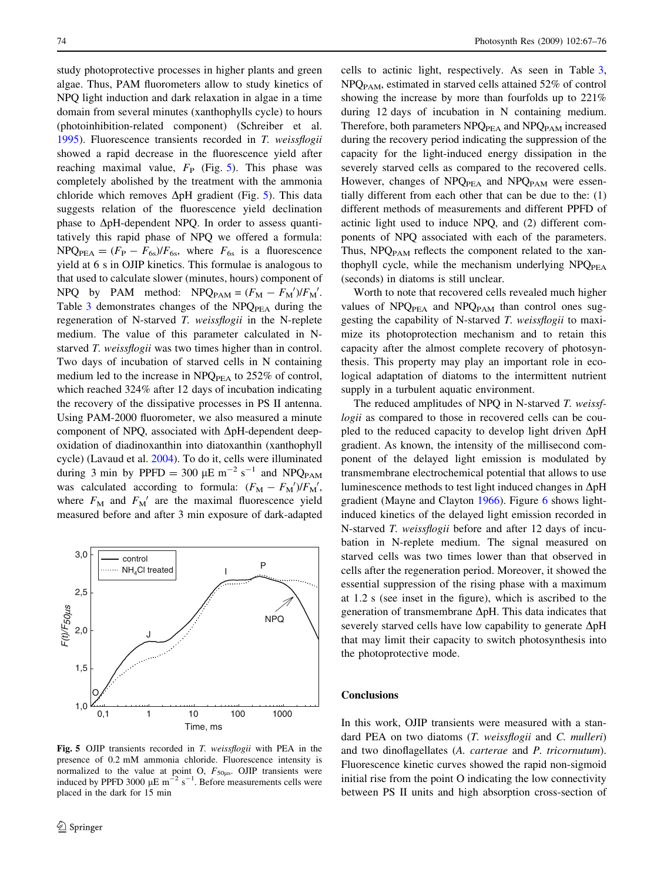study photoprotective processes in higher plants and green algae. Thus, PAM fluorometers allow to study kinetics of NPQ light induction and dark relaxation in algae in a time domain from several minutes (xanthophylls cycle) to hours (photoinhibition-related component) (Schreiber et al. 1995). Fluorescence transients recorded in *T. weissflogii* showed a rapid decrease in the fluorescence yield after reaching maximal value, $F_P$ (Fig. 5). This phase was completely abolished by the treatment with the ammonia chloride which removes $\Delta$pH gradient (Fig. 5). This data suggests relation of the fluorescence yield declination phase to $\Delta$pH-dependent NPQ. In order to assess quantitatively this rapid phase of NPQ we offered a formula: $NPQ_{PEA} = (F_P - F_{6s})/F_{6s}$, where $F_{6s}$ is a fluorescence yield at 6 s in OJIP kinetics. This formulae is analogous to that used to calculate slower (minutes, hours) component of NPQ by PAM method: $NPQ_{PAM} = (F_M - F_M')/F_M'$. Table 3 demonstrates changes of the $NPQ_{PEA}$ during the regeneration of N-starved *T. weissflogii* in the N-replete medium. The value of this parameter calculated in N-starved *T. weissflogii* was two times higher than in control. Two days of incubation of starved cells in N containing medium led to the increase in $NPQ_{PEA}$ to 252% of control, which reached 324% after 12 days of incubation indicating the recovery of the dissipative processes in PS II antenna. Using PAM-2000 fluorometer, we also measured a minute component of NPQ, associated with $\Delta$pH-dependent deepoxidation of diadinoxanthin into diatoxanthin (xanthophyll cycle) (Lavaud et al. 2004). To do it, cells were illuminated during 3 min by PPFD = 300 $\mu$E m$^{-2}$ s$^{-1}$ and $NPQ_{PAM}$ was calculated according to formula: $(F_M - F_M')/F_M'$, where $F_M$ and $F_M'$ are the maximal fluorescence yield measured before and after 3 min exposure of dark-adapted cells to actinic light, respectively. As seen in Table 3, $NPQ_{PAM}$, estimated in starved cells attained 52% of control showing the increase by more than fourfolds up to 221% during 12 days of incubation in N containing medium. Therefore, both parameters $NPQ_{PEA}$ and $NPQ_{PAM}$ increased during the recovery period indicating the suppression of the capacity for the light-induced energy dissipation in the severely starved cells as compared to the recovered cells. However, changes of $NPQ_{PEA}$ and $NPQ_{PAM}$ were essentially different from each other that can be due to the: (1) different methods of measurements and different PPFD of actinic light used to induce NPQ, and (2) different components of NPQ associated with each of the parameters. Thus, $NPQ_{PAM}$ reflects the component related to the xanthophyll cycle, while the mechanism underlying $NPQ_{PEA}$ (seconds) in diatoms is still unclear.

Worth to note that recovered cells revealed much higher values of $NPQ_{PEA}$ and $NPQ_{PAM}$ than control ones suggesting the capability of N-starved *T. weissflogii* to maximize its photoprotection mechanism and to retain this capacity after the almost complete recovery of photosynthesis. This property may play an important role in ecological adaptation of diatoms to the intermittent nutrient supply in a turbulent aquatic environment.

The reduced amplitudes of NPQ in N-starved *T. weissflogii* as compared to those in recovered cells can be coupled to the reduced capacity to develop light driven $\Delta$pH gradient. As known, the intensity of the millisecond component of the delayed light emission is modulated by transmembrane electrochemical potential that allows to use luminescence methods to test light induced changes in $\Delta$pH gradient (Mayne and Clayton 1966). Figure 6 shows light-induced kinetics of the delayed light emission recorded in N-starved *T. weissflogii* before and after 12 days of incubation in N-replete medium. The signal measured on starved cells was two times lower than that observed in cells after the regeneration period. Moreover, it showed the essential suppression of the rising phase with a maximum at 1.2 s (see inset in the figure), which is ascribed to the generation of transmembrane $\Delta$pH. This data indicates that severely starved cells have low capability to generate $\Delta$pH that may limit their capacity to switch photosynthesis into the photoprotective mode.

**Fig. 5** OJIP transients recorded in *T. weissflogii* with PEA in the presence of 0.2 mM ammonia chloride. Fluorescence intensity is normalized to the value at point O, $F_{50\mu s}$. OJIP transients were induced by PPFD 3000 $\mu$E m$^{-2}$ s$^{-1}$. Before measurements cells were placed in the dark for 15 min

## Conclusions

In this work, OJIP transients were measured with a standard PEA on two diatoms (*T. weissflogii* and *C. mulleri*) and two dinoflagellates (*A. carterae* and *P. tricornutum*). Fluorescence kinetic curves showed the rapid non-sigmoid initial rise from the point O indicating the low connectivity between PS II units and high absorption cross-section of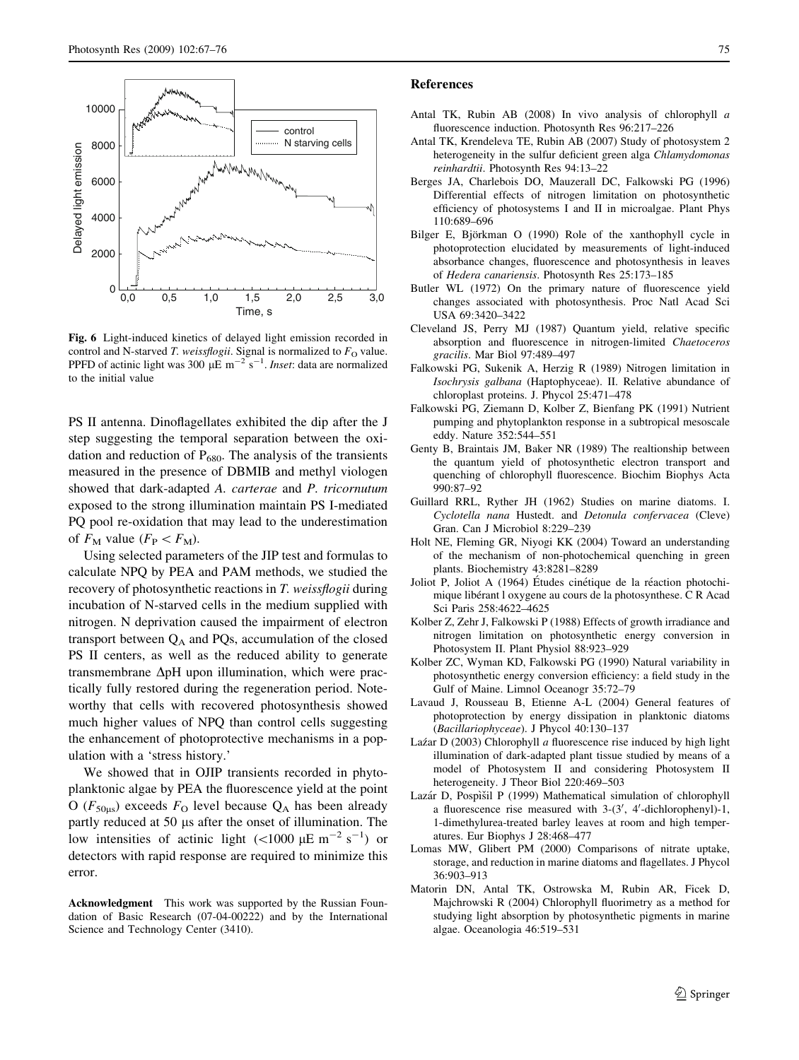Fig. 6 Light-induced kinetics of delayed light emission recorded in control and N-starved *T. weissflogii*. Signal is normalized to $F_O$ value. PPFD of actinic light was 300 μE $m^{-2}$ $s^{-1}$. *Inset*: data are normalized to the initial value

PS II antenna. Dinoflagellates exhibited the dip after the J step suggesting the temporal separation between the oxidation and reduction of $P_{680}$. The analysis of the transients measured in the presence of DBMIB and methyl viologen showed that dark-adapted *A. carterae* and *P. tricornutum* exposed to the strong illumination maintain PS I-mediated PQ pool re-oxidation that may lead to the underestimation of $F_M$ value ($F_P < F_M$).

Using selected parameters of the JIP test and formulas to calculate NPQ by PEA and PAM methods, we studied the recovery of photosynthetic reactions in *T. weissflogii* during incubation of N-starved cells in the medium supplied with nitrogen. N deprivation caused the impairment of electron transport between $Q_A$ and PQs, accumulation of the closed PS II centers, as well as the reduced ability to generate transmembrane ΔpH upon illumination, which were practically fully restored during the regeneration period. Noteworthy that cells with recovered photosynthesis showed much higher values of NPQ than control cells suggesting the enhancement of photoprotective mechanisms in a population with a 'stress history.'

We showed that in OJIP transients recorded in phytoplanktonic algae by PEA the fluorescence yield at the point O ($F_{50\mu s}$) exceeds $F_O$ level because $Q_A$ has been already partly reduced at 50 μs after the onset of illumination. The low intensities of actinic light (<1000 μE $m^{-2}$ $s^{-1}$) or detectors with rapid response are required to minimize this error.

**Acknowledgment** This work was supported by the Russian Foundation of Basic Research (07-04-00222) and by the International Science and Technology Center (3410).

## References

Antal TK, Rubin AB (2008) In vivo analysis of chlorophyll *a* fluorescence induction. Photosynth Res 96:217–226

Antal TK, Krendeleva TE, Rubin AB (2007) Study of photosystem 2 heterogeneity in the sulfur deficient green alga *Chlamydomonas reinhardtii*. Photosynth Res 94:13–22

Berges JA, Charlebois DO, Mauzerall DC, Falkowski PG (1996) Differential effects of nitrogen limitation on photosynthetic efficiency of photosystems I and II in microalgae. Plant Phys 110:689–696

Bilger E, Björkman O (1990) Role of the xanthophyll cycle in photoprotection elucidated by measurements of light-induced absorbance changes, fluorescence and photosynthesis in leaves of *Hedera canariensis*. Photosynth Res 25:173–185

Butler WL (1972) On the primary nature of fluorescence yield changes associated with photosynthesis. Proc Natl Acad Sci USA 69:3420–3422

Cleveland JS, Perry MJ (1987) Quantum yield, relative specific absorption and fluorescence in nitrogen-limited *Chaetoceros gracilis*. Mar Biol 97:489–497

Falkowski PG, Sukenik A, Herzig R (1989) Nitrogen limitation in *Isochrysis galbana* (Haptophyceae). II. Relative abundance of chloroplast proteins. J. Phycol 25:471–478

Falkowski PG, Ziemann D, Kolber Z, Bienfang PK (1991) Nutrient pumping and phytoplankton response in a subtropical mesoscale eddy. Nature 352:544–551

Genty B, Braintais JM, Baker NR (1989) The realtionship between the quantum yield of photosynthetic electron transport and quenching of chlorophyll fluorescence. Biochim Biophys Acta 990:87–92

Guillard RRL, Ryther JH (1962) Studies on marine diatoms. I. *Cyclotella nana* Hustedt. and *Detonula confervacea* (Cleve) Gran. Can J Microbiol 8:229–239

Holt NE, Fleming GR, Niyogi KK (2004) Toward an understanding of the mechanism of non-photochemical quenching in green plants. Biochemistry 43:8281–8289

Joliot P, Joliot A (1964) Études cinétique de la réaction photochimique libérant l oxygene au cours de la photosynthese. C R Acad Sci Paris 258:4622–4625

Kolber Z, Zehr J, Falkowski P (1988) Effects of growth irradiance and nitrogen limitation on photosynthetic energy conversion in Photosystem II. Plant Physiol 88:923–929

Kolber ZC, Wyman KD, Falkowski PG (1990) Natural variability in photosynthetic energy conversion efficiency: a field study in the Gulf of Maine. Limnol Oceanogr 35:72–79

Lavaud J, Rousseau B, Etienne A-L (2004) General features of photoprotection by energy dissipation in planktonic diatoms (*Bacillariophyceae*). J Phycol 40:130–137

Laźar D (2003) Chlorophyll *a* fluorescence rise induced by high light illumination of dark-adapted plant tissue studied by means of a model of Photosystem II and considering Photosystem II heterogeneity. J Theor Biol 220:469–503

Lazár D, Pospišil P (1999) Mathematical simulation of chlorophyll a fluorescence rise measured with 3-(3′, 4′-dichlorophenyl)-1, 1-dimethylurea-treated barley leaves at room and high temperatures. Eur Biophys J 28:468–477

Lomas MW, Glibert PM (2000) Comparisons of nitrate uptake, storage, and reduction in marine diatoms and flagellates. J Phycol 36:903–913

Matorin DN, Antal TK, Ostrowska M, Rubin AR, Ficek D, Majchrowski R (2004) Chlorophyll fluorimetry as a method for studying light absorption by photosynthetic pigments in marine algae. Oceanologia 46:519–531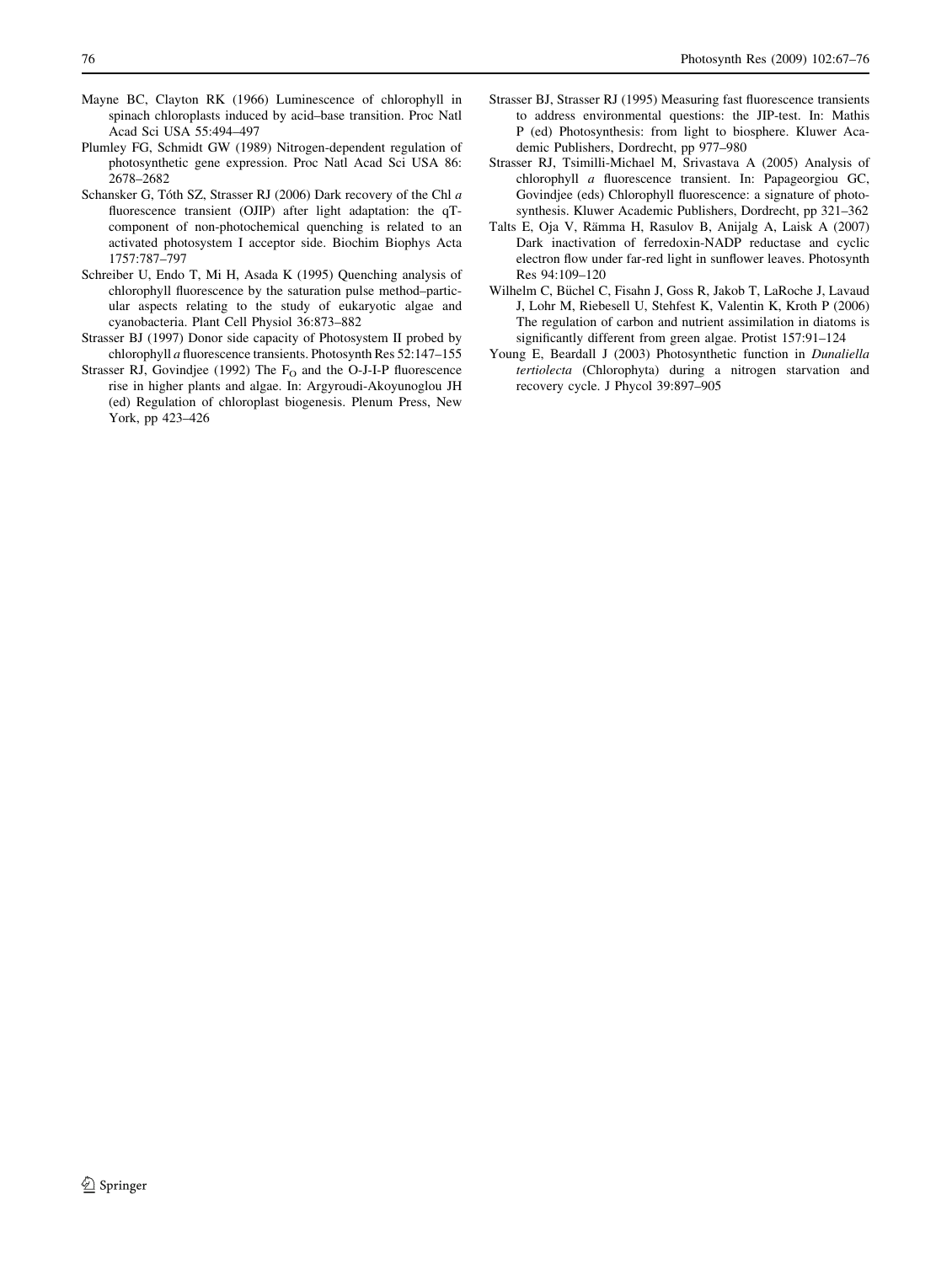Mayne BC, Clayton RK (1966) Luminescence of chlorophyll in spinach chloroplasts induced by acid–base transition. Proc Natl Acad Sci USA 55:494–497

Plumley FG, Schmidt GW (1989) Nitrogen-dependent regulation of photosynthetic gene expression. Proc Natl Acad Sci USA 86: 2678–2682

Schansker G, Tóth SZ, Strasser RJ (2006) Dark recovery of the Chl *a* fluorescence transient (OJIP) after light adaptation: the qT-component of non-photochemical quenching is related to an activated photosystem I acceptor side. Biochim Biophys Acta 1757:787–797

Schreiber U, Endo T, Mi H, Asada K (1995) Quenching analysis of chlorophyll fluorescence by the saturation pulse method–particular aspects relating to the study of eukaryotic algae and cyanobacteria. Plant Cell Physiol 36:873–882

Strasser BJ (1997) Donor side capacity of Photosystem II probed by chlorophyll *a* fluorescence transients. Photosynth Res 52:147–155

Strasser RJ, Govindjee (1992) The $F_O$ and the O-J-I-P fluorescence rise in higher plants and algae. In: Argyroudi-Akoyunoglou JH (ed) Regulation of chloroplast biogenesis. Plenum Press, New York, pp 423–426

Strasser BJ, Strasser RJ (1995) Measuring fast fluorescence transients to address environmental questions: the JIP-test. In: Mathis P (ed) Photosynthesis: from light to biosphere. Kluwer Academic Publishers, Dordrecht, pp 977–980

Strasser RJ, Tsimilli-Michael M, Srivastava A (2005) Analysis of chlorophyll *a* fluorescence transient. In: Papageorgiou GC, Govindjee (eds) Chlorophyll fluorescence: a signature of photosynthesis. Kluwer Academic Publishers, Dordrecht, pp 321–362

Talts E, Oja V, Rämma H, Rasulov B, Anijalg A, Laisk A (2007) Dark inactivation of ferredoxin-NADP reductase and cyclic electron flow under far-red light in sunflower leaves. Photosynth Res 94:109–120

Wilhelm C, Büchel C, Fisahn J, Goss R, Jakob T, LaRoche J, Lavaud J, Lohr M, Riebesell U, Stehfest K, Valentin K, Kroth P (2006) The regulation of carbon and nutrient assimilation in diatoms is significantly different from green algae. Protist 157:91–124

Young E, Beardall J (2003) Photosynthetic function in *Dunaliella tertiolecta* (Chlorophyta) during a nitrogen starvation and recovery cycle. J Phycol 39:897–905